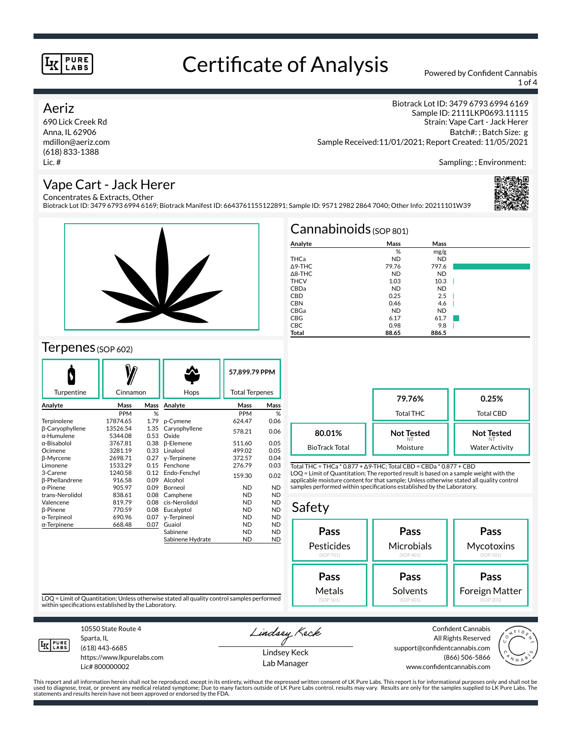# Certificate of Analysis

Powered by Confident Cannabis

## Aeriz

690 Lick Creek Rd
Anna, IL 62906
mdillon@aeriz.com
(618) 833-1388
Lic. #

Biotrack Lot ID: 3479 6793 6994 6169
Sample ID: 2111LKP0693.11115
Strain: Vape Cart - Jack Herer
Batch#: ; Batch Size: g
Sample Received:11/01/2021; Report Created: 11/05/2021

Sampling: ; Environment:

## Vape Cart - Jack Herer

Concentrates & Extracts, Other
Biotrack Lot ID: 3479 6793 6994 6169; Biotrack Manifest ID: 6643761155122891; Sample ID: 9571 2982 2864 7040; Other Info: 20211101W39

## Cannabinoids (SOP 801)

| Analyte | Mass % | Mass mg/g |
|---|---|---|
| THCa | ND | ND |
| Δ9-THC | 79.76 | 797.6 |
| Δ8-THC | ND | ND |
| THCV | 1.03 | 10.3 |
| CBDa | ND | ND |
| CBD | 0.25 | 2.5 |
| CBN | 0.46 | 4.6 |
| CBGa | ND | ND |
| CBG | 6.17 | 61.7 |
| CBC | 0.98 | 9.8 |
| **Total** | **88.65** | **886.5** |

| | |
|---|---|
| 79.76% | Total THC |
| 0.25% | Total CBD |
| 80.01% | BioTrack Total |
| Not Tested (NT) | Moisture |
| Not Tested (NT) | Water Activity |

Total THC = THCa * 0.877 + Δ9-THC; Total CBD = CBDa * 0.877 + CBD
LOQ = Limit of Quantitation; The reported result is based on a sample weight with the applicable moisture content for that sample; Unless otherwise stated all quality control samples performed within specifications established by the Laboratory.

## Terpenes (SOP 602)

Turpentine | Cinnamon | Hops | 57,899.79 PPM Total Terpenes

| Analyte | Mass PPM | Mass % | Analyte | Mass PPM | Mass % |
|---|---|---|---|---|---|
| Terpinolene | 17874.65 | 1.79 | p-Cymene | 624.47 | 0.06 |
| β-Caryophyllene | 13526.54 | 1.35 | Caryophyllene Oxide | 578.21 | 0.06 |
| α-Humulene | 5344.08 | 0.53 | β-Elemene | 511.60 | 0.05 |
| α-Bisabolol | 3767.81 | 0.38 | Linalool | 499.02 | 0.05 |
| Ocimene | 3281.19 | 0.33 | γ-Terpinene | 372.57 | 0.04 |
| β-Myrcene | 2698.71 | 0.27 | Fenchone | 276.79 | 0.03 |
| Limonene | 1533.29 | 0.15 | Endo-Fenchyl Alcohol | 159.30 | 0.02 |
| 3-Carene | 1240.58 | 0.12 | Borneol | ND | ND |
| β-Phellandrene | 916.58 | 0.09 | Camphene | ND | ND |
| α-Pinene | 905.97 | 0.09 | cis-Nerolidol | ND | ND |
| trans-Nerolidol | 838.61 | 0.08 | Eucalyptol | ND | ND |
| Valencene | 819.79 | 0.08 | γ-Terpineol | ND | ND |
| β-Pinene | 770.59 | 0.08 | Guaiol | ND | ND |
| α-Terpineol | 690.96 | 0.07 | Sabinene | ND | ND |
| α-Terpinene | 668.48 | 0.07 | Sabinene Hydrate | ND | ND |

LOQ = Limit of Quantitation; Unless otherwise stated all quality control samples performed within specifications established by the Laboratory.

## Safety

| Result | Test | SOP |
|---|---|---|
| Pass | Pesticides | SOP 701 |
| Pass | Microbials | SOP 401 |
| Pass | Mycotoxins | SOP 501 |
| Pass | Metals | SOP 501 |
| Pass | Solvents | SOP 601 |
| Pass | Foreign Matter | SOP 203 |

10550 State Route 4
Sparta, IL
(618) 443-6685
https://www.lkpurelabs.com
Lic# 800000002

Lindsey Keck
Lab Manager

Confident Cannabis
All Rights Reserved
support@confidentcannabis.com
(866) 506-5866
www.confidentcannabis.com

This report and all information herein shall not be reproduced, except in its entirety, without the expressed written consent of LK Pure Labs. This report is for informational purposes only and shall not be used to diagnose, treat, or prevent any medical related symptome; Due to many factors outside of LK Pure Labs control, results may vary. Results are only for the samples supplied to LK Pure Labs. The statements and results herein have not been approved or endorsed by the FDA.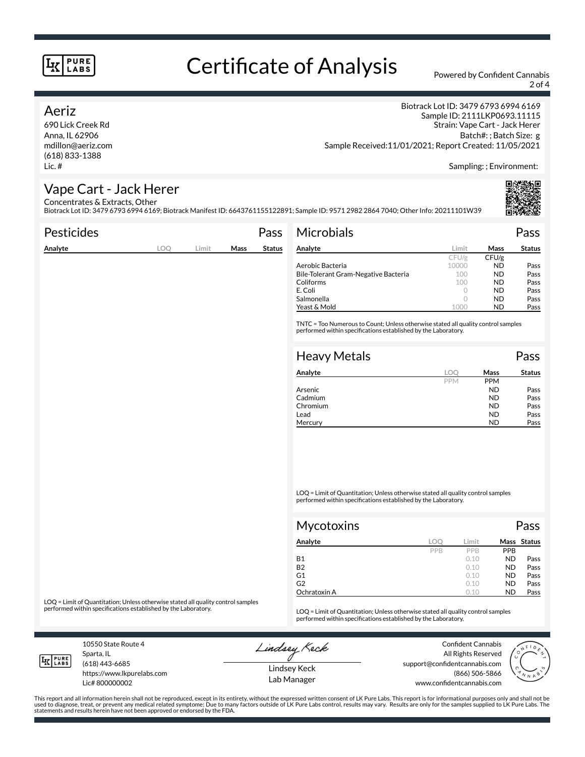# Certificate of Analysis

Powered by Confident Cannabis

## Aeriz

690 Lick Creek Rd
Anna, IL 62906
mdillon@aeriz.com
(618) 833-1388
Lic. #

Biotrack Lot ID: 3479 6793 6994 6169
Sample ID: 2111LKP0693.11115
Strain: Vape Cart - Jack Herer
Batch#: ; Batch Size: g
Sample Received:11/01/2021; Report Created: 11/05/2021

Sampling: ; Environment:

## Vape Cart - Jack Herer

Concentrates & Extracts, Other
Biotrack Lot ID: 3479 6793 6994 6169; Biotrack Manifest ID: 6643761155122891; Sample ID: 9571 2982 2864 7040; Other Info: 20211101W39

### Pesticides — Pass

| Analyte | LOQ | Limit | Mass | Status |
|---|---|---|---|---|

LOQ = Limit of Quantitation; Unless otherwise stated all quality control samples performed within specifications established by the Laboratory.

### Microbials — Pass

| Analyte | Limit | Mass | Status |
|---|---|---|---|
| | CFU/g | CFU/g | |
| Aerobic Bacteria | 10000 | ND | Pass |
| Bile-Tolerant Gram-Negative Bacteria | 100 | ND | Pass |
| Coliforms | 100 | ND | Pass |
| E. Coli | 0 | ND | Pass |
| Salmonella | 0 | ND | Pass |
| Yeast & Mold | 1000 | ND | Pass |

TNTC = Too Numerous to Count; Unless otherwise stated all quality control samples performed within specifications established by the Laboratory.

### Heavy Metals — Pass

| Analyte | LOQ | Mass | Status |
|---|---|---|---|
| | PPM | PPM | |
| Arsenic | | ND | Pass |
| Cadmium | | ND | Pass |
| Chromium | | ND | Pass |
| Lead | | ND | Pass |
| Mercury | | ND | Pass |

LOQ = Limit of Quantitation; Unless otherwise stated all quality control samples performed within specifications established by the Laboratory.

### Mycotoxins — Pass

| Analyte | LOQ | Limit | Mass | Status |
|---|---|---|---|---|
| | PPB | PPB | PPB | |
| B1 | | 0.10 | ND | Pass |
| B2 | | 0.10 | ND | Pass |
| G1 | | 0.10 | ND | Pass |
| G2 | | 0.10 | ND | Pass |
| Ochratoxin A | | 0.10 | ND | Pass |

LOQ = Limit of Quantitation; Unless otherwise stated all quality control samples performed within specifications established by the Laboratory.

10550 State Route 4
Sparta, IL
(618) 443-6685
https://www.lkpurelabs.com
Lic# 800000002

Lindsey Keck
Lab Manager

Confident Cannabis
All Rights Reserved
support@confidentcannabis.com
(866) 506-5866
www.confidentcannabis.com

This report and all information herein shall not be reproduced, except in its entirety, without the expressed written consent of LK Pure Labs. This report is for informational purposes only and shall not be used to diagnose, treat, or prevent any medical related symptome; Due to many factors outside of LK Pure Labs control, results may vary. Results are only for the samples supplied to LK Pure Labs. The statements and results herein have not been approved or endorsed by the FDA.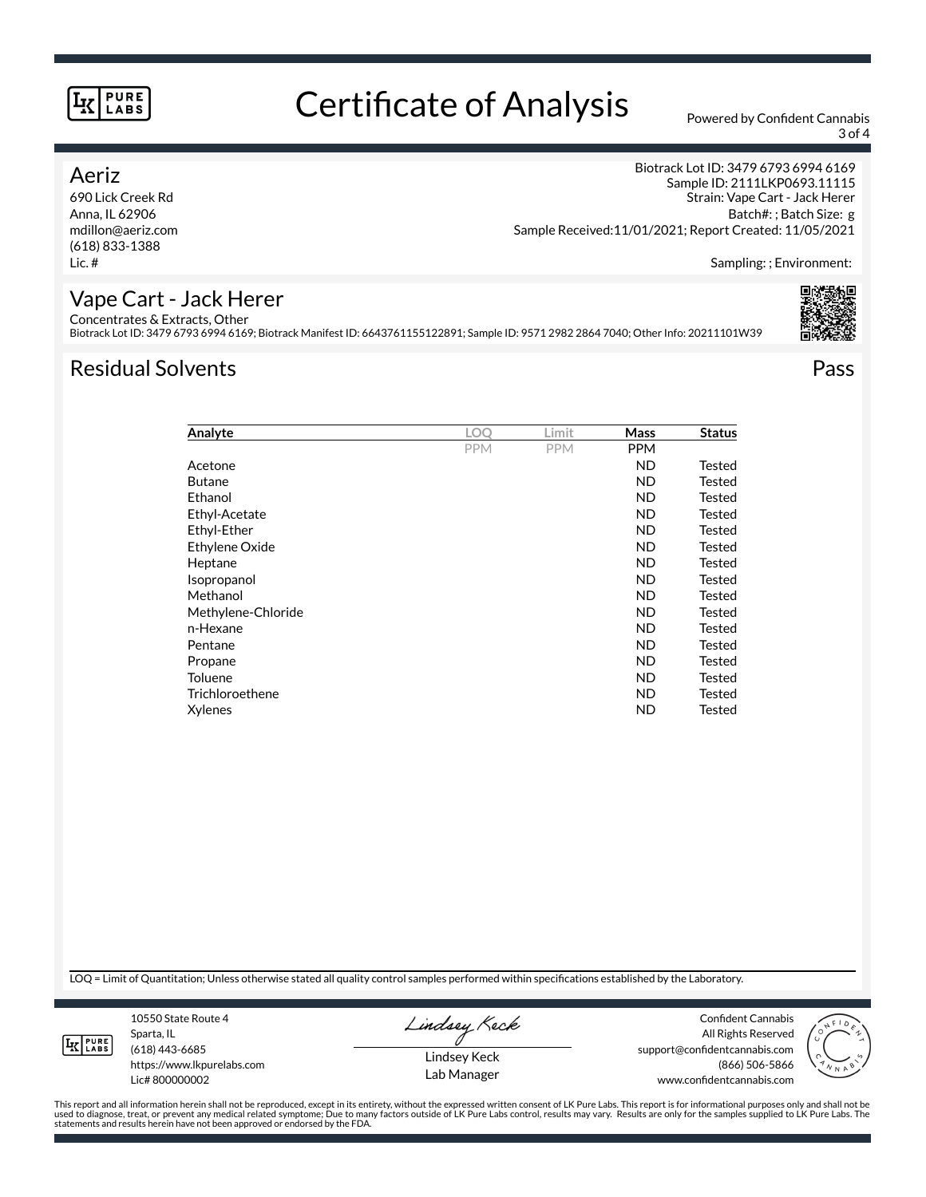# Certificate of Analysis

Powered by Confident Cannabis

**Aeriz**
690 Lick Creek Rd
Anna, IL 62906
mdillon@aeriz.com
(618) 833-1388
Lic. #

Biotrack Lot ID: 3479 6793 6994 6169
Sample ID: 2111LKP0693.11115
Strain: Vape Cart - Jack Herer
Batch#: ; Batch Size: g
Sample Received:11/01/2021; Report Created: 11/05/2021

Sampling: ; Environment:

## Vape Cart - Jack Herer

Concentrates & Extracts, Other
Biotrack Lot ID: 3479 6793 6994 6169; Biotrack Manifest ID: 6643761155122891; Sample ID: 9571 2982 2864 7040; Other Info: 20211101W39

## Residual Solvents

Pass

| Analyte | LOQ | Limit | Mass | Status |
|---|---|---|---|---|
| | PPM | PPM | PPM | |
| Acetone | | | ND | Tested |
| Butane | | | ND | Tested |
| Ethanol | | | ND | Tested |
| Ethyl-Acetate | | | ND | Tested |
| Ethyl-Ether | | | ND | Tested |
| Ethylene Oxide | | | ND | Tested |
| Heptane | | | ND | Tested |
| Isopropanol | | | ND | Tested |
| Methanol | | | ND | Tested |
| Methylene-Chloride | | | ND | Tested |
| n-Hexane | | | ND | Tested |
| Pentane | | | ND | Tested |
| Propane | | | ND | Tested |
| Toluene | | | ND | Tested |
| Trichloroethene | | | ND | Tested |
| Xylenes | | | ND | Tested |

LOQ = Limit of Quantitation; Unless otherwise stated all quality control samples performed within specifications established by the Laboratory.

10550 State Route 4
Sparta, IL
(618) 443-6685
https://www.lkpurelabs.com
Lic# 800000002

Lindsey Keck
Lab Manager

Confident Cannabis
All Rights Reserved
support@confidentcannabis.com
(866) 506-5866
www.confidentcannabis.com

This report and all information herein shall not be reproduced, except in its entirety, without the expressed written consent of LK Pure Labs. This report is for informational purposes only and shall not be used to diagnose, treat, or prevent any medical related symptome; Due to many factors outside of LK Pure Labs control, results may vary. Results are only for the samples supplied to LK Pure Labs. The statements and results herein have not been approved or endorsed by the FDA.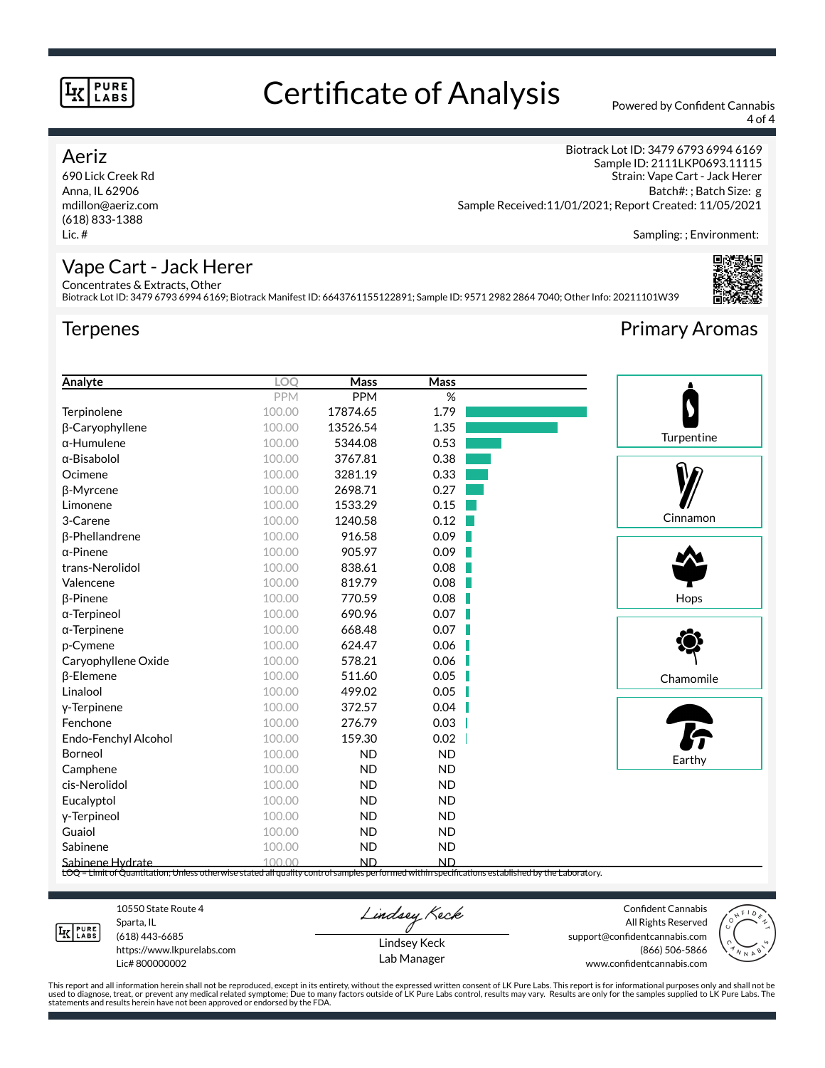# Certificate of Analysis

Powered by Confident Cannabis

## Aeriz

690 Lick Creek Rd
Anna, IL 62906
mdillon@aeriz.com
(618) 833-1388
Lic. #

Biotrack Lot ID: 3479 6793 6994 6169
Sample ID: 2111LKP0693.11115
Strain: Vape Cart - Jack Herer
Batch#: ; Batch Size: g
Sample Received:11/01/2021; Report Created: 11/05/2021

Sampling: ; Environment:

## Vape Cart - Jack Herer

Concentrates & Extracts, Other
Biotrack Lot ID: 3479 6793 6994 6169; Biotrack Manifest ID: 6643761155122891; Sample ID: 9571 2982 2864 7040; Other Info: 20211101W39

## Terpenes

| Analyte | LOQ | Mass | Mass |
|---|---|---|---|
| | PPM | PPM | % |
| Terpinolene | 100.00 | 17874.65 | 1.79 |
| β-Caryophyllene | 100.00 | 13526.54 | 1.35 |
| α-Humulene | 100.00 | 5344.08 | 0.53 |
| α-Bisabolol | 100.00 | 3767.81 | 0.38 |
| Ocimene | 100.00 | 3281.19 | 0.33 |
| β-Myrcene | 100.00 | 2698.71 | 0.27 |
| Limonene | 100.00 | 1533.29 | 0.15 |
| 3-Carene | 100.00 | 1240.58 | 0.12 |
| β-Phellandrene | 100.00 | 916.58 | 0.09 |
| α-Pinene | 100.00 | 905.97 | 0.09 |
| trans-Nerolidol | 100.00 | 838.61 | 0.08 |
| Valencene | 100.00 | 819.79 | 0.08 |
| β-Pinene | 100.00 | 770.59 | 0.08 |
| α-Terpineol | 100.00 | 690.96 | 0.07 |
| α-Terpinene | 100.00 | 668.48 | 0.07 |
| p-Cymene | 100.00 | 624.47 | 0.06 |
| Caryophyllene Oxide | 100.00 | 578.21 | 0.06 |
| β-Elemene | 100.00 | 511.60 | 0.05 |
| Linalool | 100.00 | 499.02 | 0.05 |
| γ-Terpinene | 100.00 | 372.57 | 0.04 |
| Fenchone | 100.00 | 276.79 | 0.03 |
| Endo-Fenchyl Alcohol | 100.00 | 159.30 | 0.02 |
| Borneol | 100.00 | ND | ND |
| Camphene | 100.00 | ND | ND |
| cis-Nerolidol | 100.00 | ND | ND |
| Eucalyptol | 100.00 | ND | ND |
| γ-Terpineol | 100.00 | ND | ND |
| Guaiol | 100.00 | ND | ND |
| Sabinene | 100.00 | ND | ND |
| Sabinene Hydrate | 100.00 | ND | ND |

LOQ = Limit of Quantitation; Unless otherwise stated all quality control samples performed within specifications established by the Laboratory.

## Primary Aromas

Turpentine
Cinnamon
Hops
Chamomile
Earthy

10550 State Route 4
Sparta, IL
(618) 443-6685
https://www.lkpurelabs.com
Lic# 800000002

Lindsey Keck
Lab Manager

Confident Cannabis
All Rights Reserved
support@confidentcannabis.com
(866) 506-5866
www.confidentcannabis.com

This report and all information herein shall not be reproduced, except in its entirety, without the expressed written consent of LK Pure Labs. This report is for informational purposes only and shall not be used to diagnose, treat, or prevent any medical related symptome; Due to many factors outside of LK Pure Labs control, results may vary. Results are only for the samples supplied to LK Pure Labs. The statements and results herein have not been approved or endorsed by the FDA.